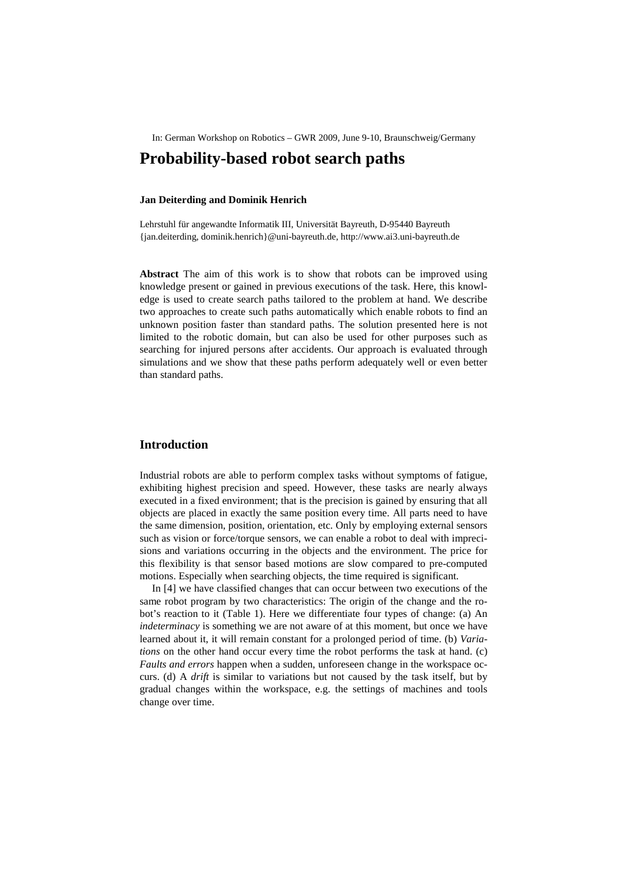In: German Workshop on Robotics – GWR 2009, June 9-10, Braunschweig/Germany

# Probability-based robot search paths

**Jan Deiterding and Dominik Henrich**

Lehrstuhl für angewandte Informatik III, Universität Bayreuth, D-95440 Bayreuth
{jan.deiterding, dominik.henrich}@uni-bayreuth.de, http://www.ai3.uni-bayreuth.de

**Abstract** The aim of this work is to show that robots can be improved using knowledge present or gained in previous executions of the task. Here, this knowledge is used to create search paths tailored to the problem at hand. We describe two approaches to create such paths automatically which enable robots to find an unknown position faster than standard paths. The solution presented here is not limited to the robotic domain, but can also be used for other purposes such as searching for injured persons after accidents. Our approach is evaluated through simulations and we show that these paths perform adequately well or even better than standard paths.

## Introduction

Industrial robots are able to perform complex tasks without symptoms of fatigue, exhibiting highest precision and speed. However, these tasks are nearly always executed in a fixed environment; that is the precision is gained by ensuring that all objects are placed in exactly the same position every time. All parts need to have the same dimension, position, orientation, etc. Only by employing external sensors such as vision or force/torque sensors, we can enable a robot to deal with imprecisions and variations occurring in the objects and the environment. The price for this flexibility is that sensor based motions are slow compared to pre-computed motions. Especially when searching objects, the time required is significant.

In [4] we have classified changes that can occur between two executions of the same robot program by two characteristics: The origin of the change and the robot's reaction to it (Table 1). Here we differentiate four types of change: (a) An *indeterminacy* is something we are not aware of at this moment, but once we have learned about it, it will remain constant for a prolonged period of time. (b) *Variations* on the other hand occur every time the robot performs the task at hand. (c) *Faults and errors* happen when a sudden, unforeseen change in the workspace occurs. (d) A *drift* is similar to variations but not caused by the task itself, but by gradual changes within the workspace, e.g. the settings of machines and tools change over time.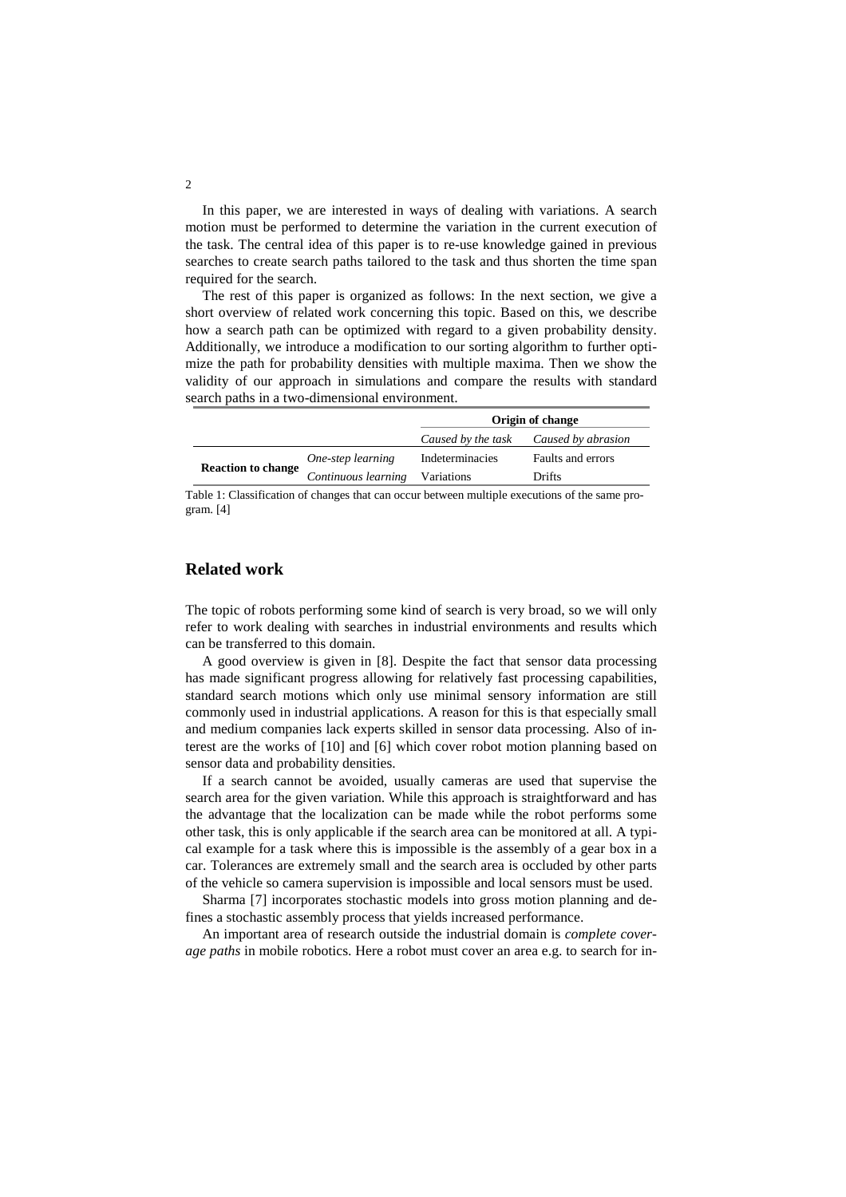In this paper, we are interested in ways of dealing with variations. A search motion must be performed to determine the variation in the current execution of the task. The central idea of this paper is to re-use knowledge gained in previous searches to create search paths tailored to the task and thus shorten the time span required for the search.

The rest of this paper is organized as follows: In the next section, we give a short overview of related work concerning this topic. Based on this, we describe how a search path can be optimized with regard to a given probability density. Additionally, we introduce a modification to our sorting algorithm to further optimize the path for probability densities with multiple maxima. Then we show the validity of our approach in simulations and compare the results with standard search paths in a two-dimensional environment.

| | | **Origin of change** | |
|---|---|---|---|
| | | *Caused by the task* | *Caused by abrasion* |
| **Reaction to change** | *One-step learning* | Indeterminacies | Faults and errors |
| | *Continuous learning* | Variations | Drifts |

Table 1: Classification of changes that can occur between multiple executions of the same program. [4]

## Related work

The topic of robots performing some kind of search is very broad, so we will only refer to work dealing with searches in industrial environments and results which can be transferred to this domain.

A good overview is given in [8]. Despite the fact that sensor data processing has made significant progress allowing for relatively fast processing capabilities, standard search motions which only use minimal sensory information are still commonly used in industrial applications. A reason for this is that especially small and medium companies lack experts skilled in sensor data processing. Also of interest are the works of [10] and [6] which cover robot motion planning based on sensor data and probability densities.

If a search cannot be avoided, usually cameras are used that supervise the search area for the given variation. While this approach is straightforward and has the advantage that the localization can be made while the robot performs some other task, this is only applicable if the search area can be monitored at all. A typical example for a task where this is impossible is the assembly of a gear box in a car. Tolerances are extremely small and the search area is occluded by other parts of the vehicle so camera supervision is impossible and local sensors must be used.

Sharma [7] incorporates stochastic models into gross motion planning and defines a stochastic assembly process that yields increased performance.

An important area of research outside the industrial domain is *complete coverage paths* in mobile robotics. Here a robot must cover an area e.g. to search for in-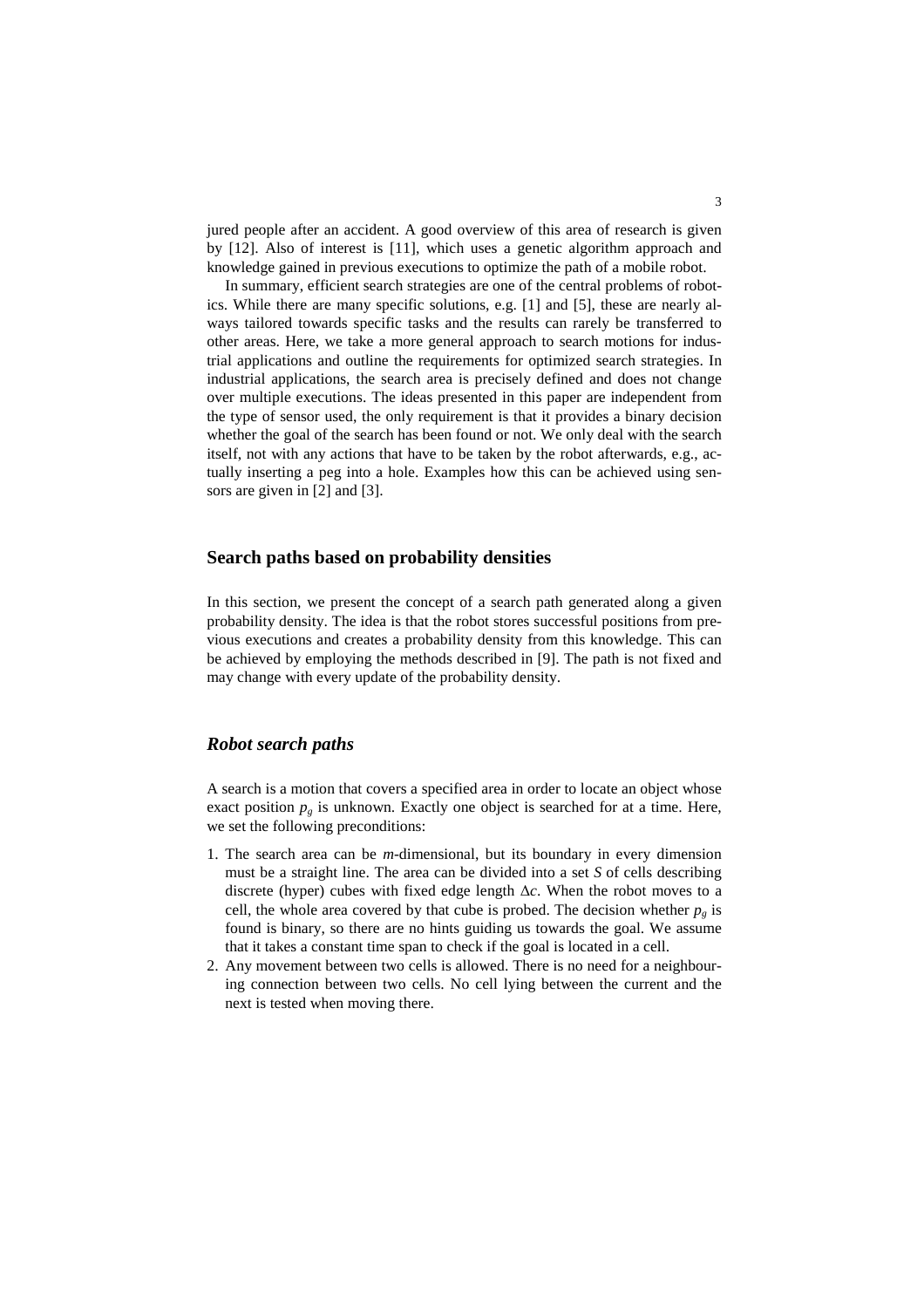jured people after an accident. A good overview of this area of research is given by [12]. Also of interest is [11], which uses a genetic algorithm approach and knowledge gained in previous executions to optimize the path of a mobile robot.

In summary, efficient search strategies are one of the central problems of robotics. While there are many specific solutions, e.g. [1] and [5], these are nearly always tailored towards specific tasks and the results can rarely be transferred to other areas. Here, we take a more general approach to search motions for industrial applications and outline the requirements for optimized search strategies. In industrial applications, the search area is precisely defined and does not change over multiple executions. The ideas presented in this paper are independent from the type of sensor used, the only requirement is that it provides a binary decision whether the goal of the search has been found or not. We only deal with the search itself, not with any actions that have to be taken by the robot afterwards, e.g., actually inserting a peg into a hole. Examples how this can be achieved using sensors are given in [2] and [3].

## Search paths based on probability densities

In this section, we present the concept of a search path generated along a given probability density. The idea is that the robot stores successful positions from previous executions and creates a probability density from this knowledge. This can be achieved by employing the methods described in [9]. The path is not fixed and may change with every update of the probability density.

### *Robot search paths*

A search is a motion that covers a specified area in order to locate an object whose exact position $p_g$ is unknown. Exactly one object is searched for at a time. Here, we set the following preconditions:

1. The search area can be *m*-dimensional, but its boundary in every dimension must be a straight line. The area can be divided into a set *S* of cells describing discrete (hyper) cubes with fixed edge length $\Delta c$. When the robot moves to a cell, the whole area covered by that cube is probed. The decision whether $p_g$ is found is binary, so there are no hints guiding us towards the goal. We assume that it takes a constant time span to check if the goal is located in a cell.
2. Any movement between two cells is allowed. There is no need for a neighbouring connection between two cells. No cell lying between the current and the next is tested when moving there.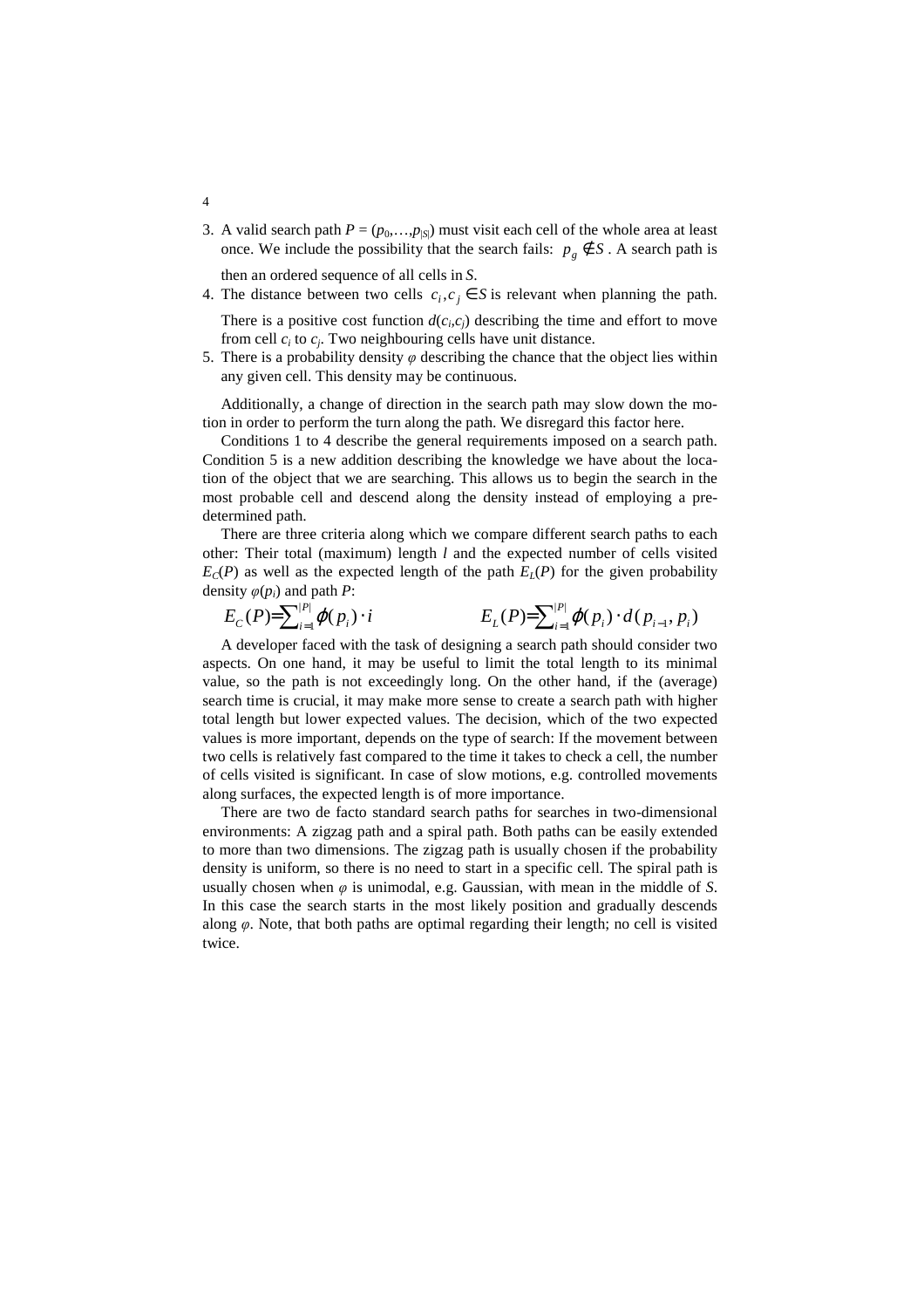3. A valid search path $P = (p_0,\ldots,p_{|S|})$ must visit each cell of the whole area at least once. We include the possibility that the search fails: $p_g \notin S$ . A search path is then an ordered sequence of all cells in $S$.
4. The distance between two cells $c_i, c_j \in S$ is relevant when planning the path. There is a positive cost function $d(c_i,c_j)$ describing the time and effort to move from cell $c_i$ to $c_j$. Two neighbouring cells have unit distance.
5. There is a probability density $\varphi$ describing the chance that the object lies within any given cell. This density may be continuous.

Additionally, a change of direction in the search path may slow down the motion in order to perform the turn along the path. We disregard this factor here.

Conditions 1 to 4 describe the general requirements imposed on a search path. Condition 5 is a new addition describing the knowledge we have about the location of the object that we are searching. This allows us to begin the search in the most probable cell and descend along the density instead of employing a predetermined path.

There are three criteria along which we compare different search paths to each other: Their total (maximum) length $l$ and the expected number of cells visited $E_C(P)$ as well as the expected length of the path $E_L(P)$ for the given probability density $\varphi(p_i)$ and path $P$:

$$E_C(P) = \sum_{i=1}^{|P|} \varphi(p_i) \cdot i \qquad\qquad E_L(P) = \sum_{i=1}^{|P|} \varphi(p_i) \cdot d(p_{i-1}, p_i)$$

A developer faced with the task of designing a search path should consider two aspects. On one hand, it may be useful to limit the total length to its minimal value, so the path is not exceedingly long. On the other hand, if the (average) search time is crucial, it may make more sense to create a search path with higher total length but lower expected values. The decision, which of the two expected values is more important, depends on the type of search: If the movement between two cells is relatively fast compared to the time it takes to check a cell, the number of cells visited is significant. In case of slow motions, e.g. controlled movements along surfaces, the expected length is of more importance.

There are two de facto standard search paths for searches in two-dimensional environments: A zigzag path and a spiral path. Both paths can be easily extended to more than two dimensions. The zigzag path is usually chosen if the probability density is uniform, so there is no need to start in a specific cell. The spiral path is usually chosen when $\varphi$ is unimodal, e.g. Gaussian, with mean in the middle of $S$. In this case the search starts in the most likely position and gradually descends along $\varphi$. Note, that both paths are optimal regarding their length; no cell is visited twice.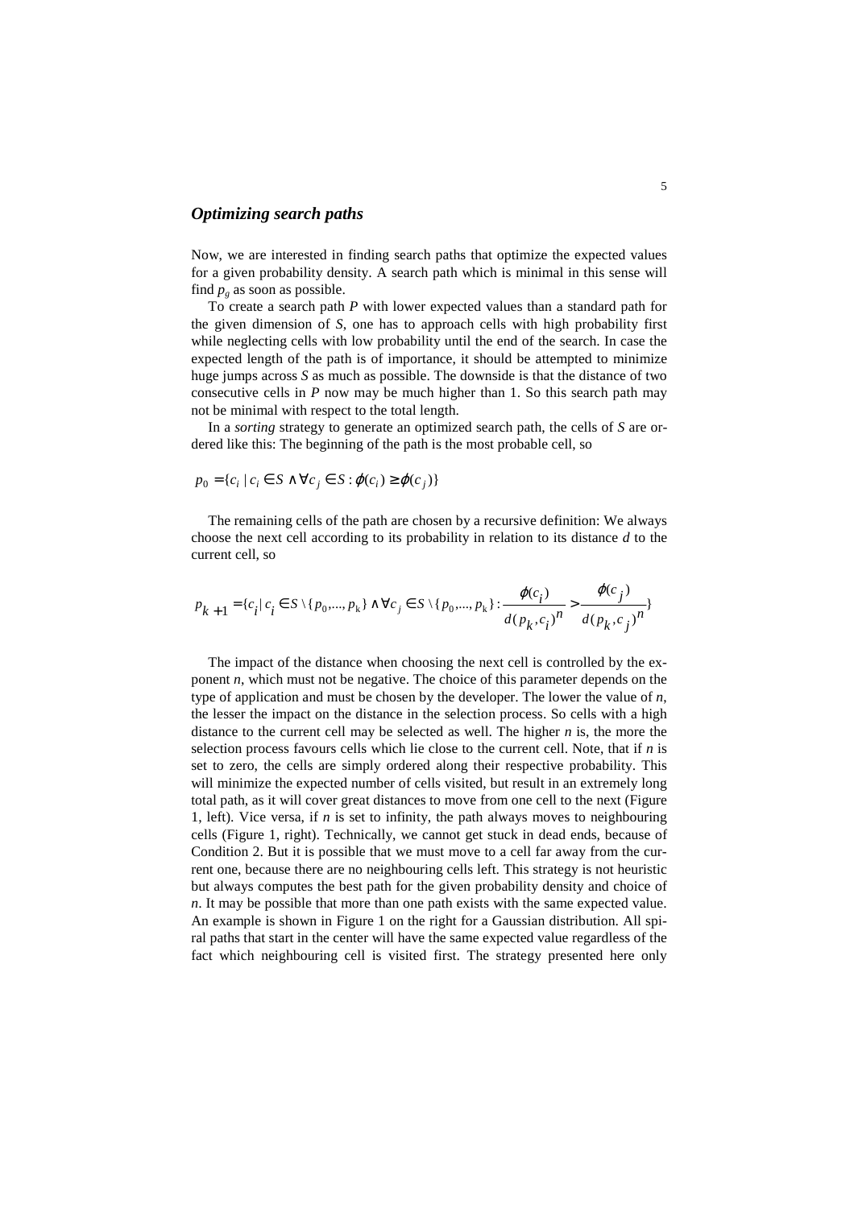### *Optimizing search paths*

Now, we are interested in finding search paths that optimize the expected values for a given probability density. A search path which is minimal in this sense will find $p_g$ as soon as possible.

To create a search path $P$ with lower expected values than a standard path for the given dimension of $S$, one has to approach cells with high probability first while neglecting cells with low probability until the end of the search. In case the expected length of the path is of importance, it should be attempted to minimize huge jumps across $S$ as much as possible. The downside is that the distance of two consecutive cells in $P$ now may be much higher than 1. So this search path may not be minimal with respect to the total length.

In a *sorting* strategy to generate an optimized search path, the cells of $S$ are ordered like this: The beginning of the path is the most probable cell, so

$$p_0 = \{c_i \mid c_i \in S \wedge \forall c_j \in S : \varphi(c_i) \geq \varphi(c_j)\}$$

The remaining cells of the path are chosen by a recursive definition: We always choose the next cell according to its probability in relation to its distance $d$ to the current cell, so

$$p_{k+1} = \{c_i \mid c_i \in S \setminus \{p_0,\ldots,p_k\} \wedge \forall c_j \in S \setminus \{p_0,\ldots,p_k\} : \frac{\varphi(c_i)}{d(p_k,c_i)^n} > \frac{\varphi(c_j)}{d(p_k,c_j)^n}\}$$

The impact of the distance when choosing the next cell is controlled by the exponent $n$, which must not be negative. The choice of this parameter depends on the type of application and must be chosen by the developer. The lower the value of $n$, the lesser the impact on the distance in the selection process. So cells with a high distance to the current cell may be selected as well. The higher $n$ is, the more the selection process favours cells which lie close to the current cell. Note, that if $n$ is set to zero, the cells are simply ordered along their respective probability. This will minimize the expected number of cells visited, but result in an extremely long total path, as it will cover great distances to move from one cell to the next (Figure 1, left). Vice versa, if $n$ is set to infinity, the path always moves to neighbouring cells (Figure 1, right). Technically, we cannot get stuck in dead ends, because of Condition 2. But it is possible that we must move to a cell far away from the current one, because there are no neighbouring cells left. This strategy is not heuristic but always computes the best path for the given probability density and choice of $n$. It may be possible that more than one path exists with the same expected value. An example is shown in Figure 1 on the right for a Gaussian distribution. All spiral paths that start in the center will have the same expected value regardless of the fact which neighbouring cell is visited first. The strategy presented here only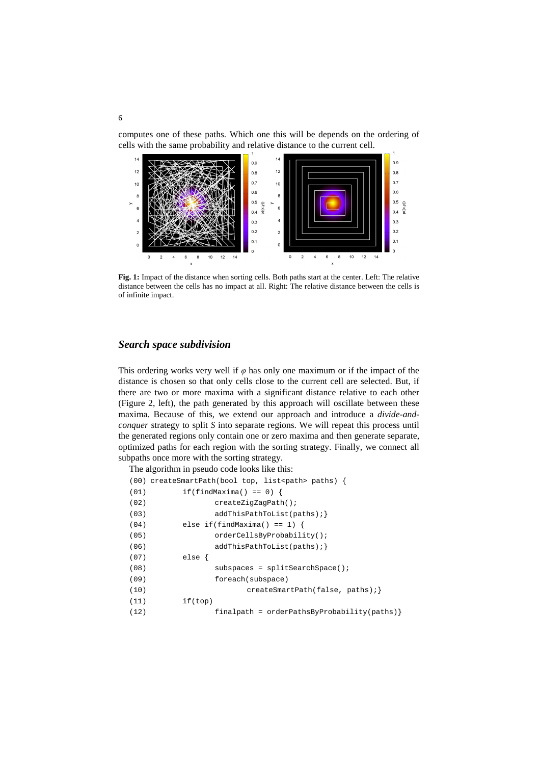computes one of these paths. Which one this will be depends on the ordering of cells with the same probability and relative distance to the current cell.

**Fig. 1:** Impact of the distance when sorting cells. Both paths start at the center. Left: The relative distance between the cells has no impact at all. Right: The relative distance between the cells is of infinite impact.

## *Search space subdivision*

This ordering works very well if $\varphi$ has only one maximum or if the impact of the distance is chosen so that only cells close to the current cell are selected. But, if there are two or more maxima with a significant distance relative to each other (Figure 2, left), the path generated by this approach will oscillate between these maxima. Because of this, we extend our approach and introduce a *divide-and-conquer* strategy to split *S* into separate regions. We will repeat this process until the generated regions only contain one or zero maxima and then generate separate, optimized paths for each region with the sorting strategy. Finally, we connect all subpaths once more with the sorting strategy.

The algorithm in pseudo code looks like this:

```
(00) createSmartPath(bool top, list<path> paths) {
(01)        if(findMaxima() == 0) {
(02)               createZigZagPath();
(03)               addThisPathToList(paths);}
(04)        else if(findMaxima() == 1) {
(05)               orderCellsByProbability();
(06)               addThisPathToList(paths);}
(07)        else {
(08)               subspaces = splitSearchSpace();
(09)               foreach(subspace)
(10)                      createSmartPath(false, paths);}
(11)        if(top)
(12)               finalpath = orderPathsByProbability(paths)}
```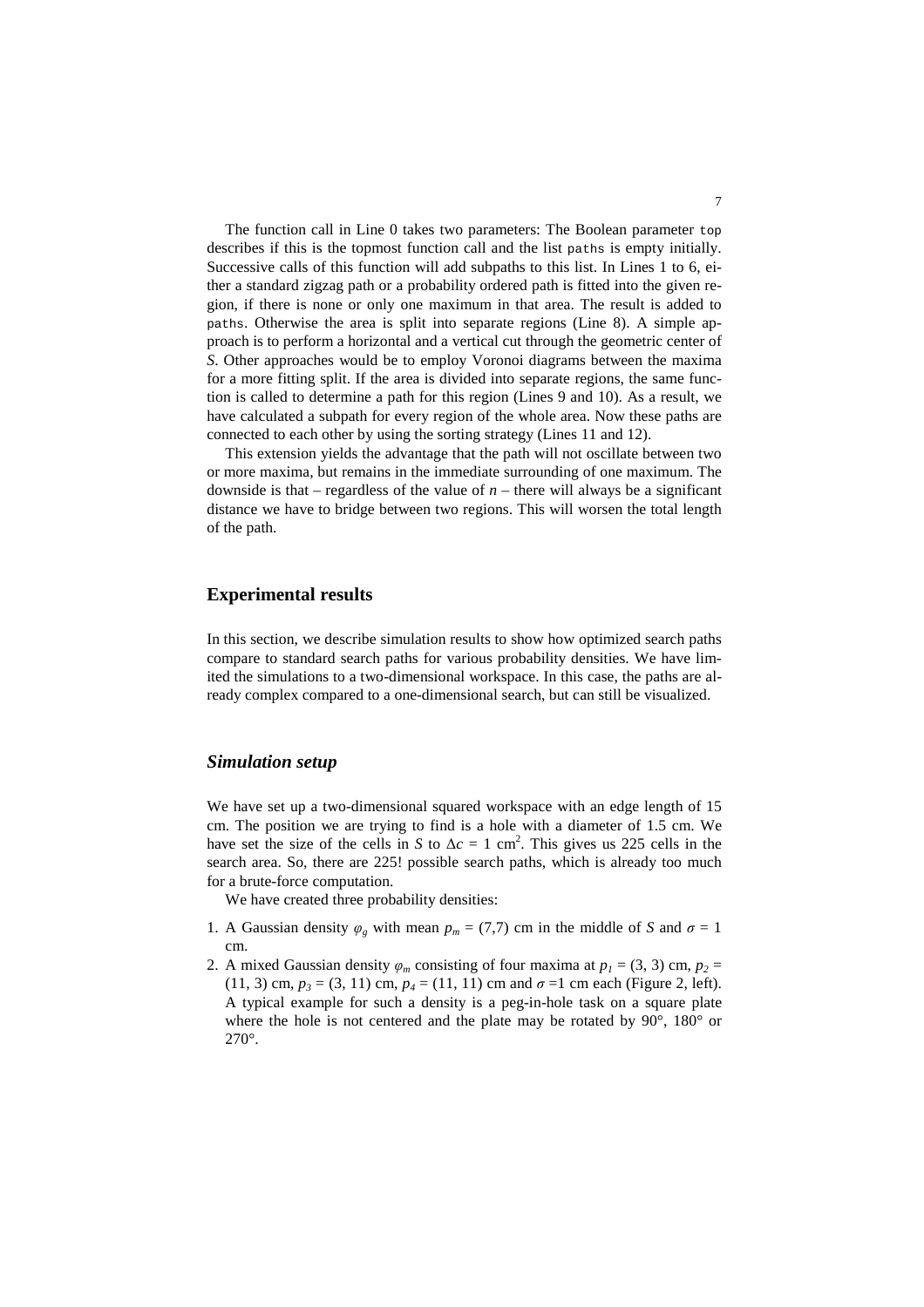The function call in Line 0 takes two parameters: The Boolean parameter `top` describes if this is the topmost function call and the list `paths` is empty initially. Successive calls of this function will add subpaths to this list. In Lines 1 to 6, either a standard zigzag path or a probability ordered path is fitted into the given region, if there is none or only one maximum in that area. The result is added to `paths`. Otherwise the area is split into separate regions (Line 8). A simple approach is to perform a horizontal and a vertical cut through the geometric center of *S*. Other approaches would be to employ Voronoi diagrams between the maxima for a more fitting split. If the area is divided into separate regions, the same function is called to determine a path for this region (Lines 9 and 10). As a result, we have calculated a subpath for every region of the whole area. Now these paths are connected to each other by using the sorting strategy (Lines 11 and 12).

This extension yields the advantage that the path will not oscillate between two or more maxima, but remains in the immediate surrounding of one maximum. The downside is that – regardless of the value of $n$ – there will always be a significant distance we have to bridge between two regions. This will worsen the total length of the path.

## Experimental results

In this section, we describe simulation results to show how optimized search paths compare to standard search paths for various probability densities. We have limited the simulations to a two-dimensional workspace. In this case, the paths are already complex compared to a one-dimensional search, but can still be visualized.

### *Simulation setup*

We have set up a two-dimensional squared workspace with an edge length of 15 cm. The position we are trying to find is a hole with a diameter of 1.5 cm. We have set the size of the cells in *S* to $\Delta c = 1$ cm$^2$. This gives us 225 cells in the search area. So, there are 225! possible search paths, which is already too much for a brute-force computation.

We have created three probability densities:

1. A Gaussian density $\varphi_g$ with mean $p_m = (7,7)$ cm in the middle of *S* and $\sigma = 1$ cm.
2. A mixed Gaussian density $\varphi_m$ consisting of four maxima at $p_1 = (3, 3)$ cm, $p_2 = (11, 3)$ cm, $p_3 = (3, 11)$ cm, $p_4 = (11, 11)$ cm and $\sigma = 1$ cm each (Figure 2, left). A typical example for such a density is a peg-in-hole task on a square plate where the hole is not centered and the plate may be rotated by 90°, 180° or 270°.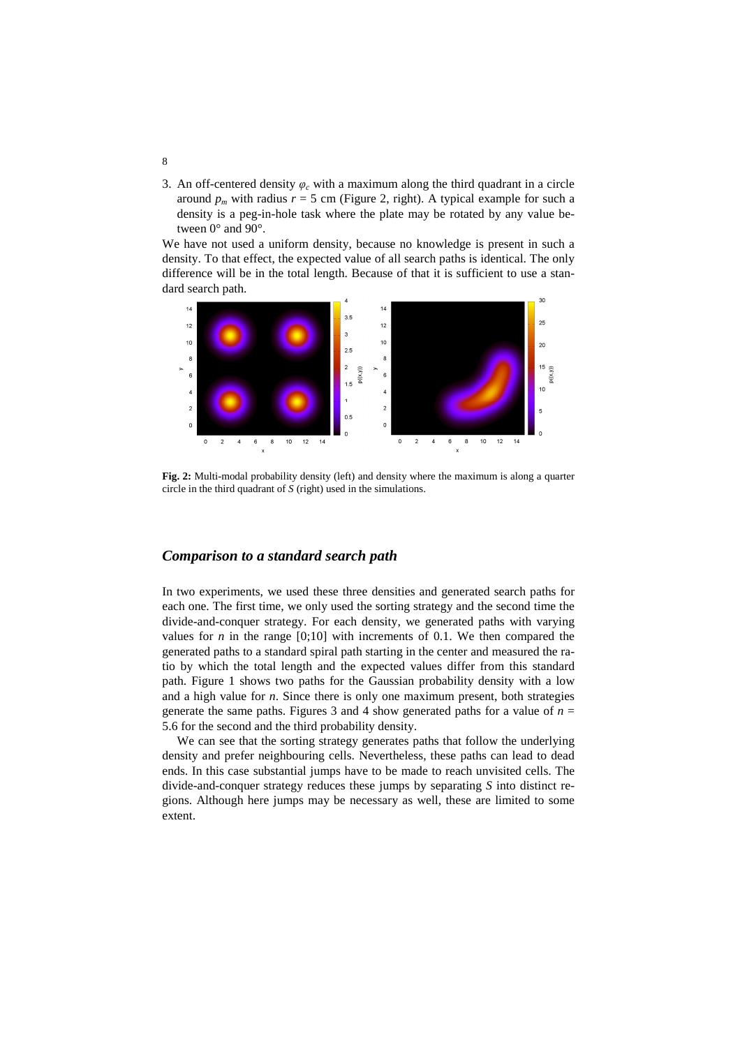3. An off-centered density $\varphi_c$ with a maximum along the third quadrant in a circle around $p_m$ with radius $r = 5$ cm (Figure 2, right). A typical example for such a density is a peg-in-hole task where the plate may be rotated by any value between 0° and 90°.

We have not used a uniform density, because no knowledge is present in such a density. To that effect, the expected value of all search paths is identical. The only difference will be in the total length. Because of that it is sufficient to use a standard search path.

**Fig. 2:** Multi-modal probability density (left) and density where the maximum is along a quarter circle in the third quadrant of *S* (right) used in the simulations.

## *Comparison to a standard search path*

In two experiments, we used these three densities and generated search paths for each one. The first time, we only used the sorting strategy and the second time the divide-and-conquer strategy. For each density, we generated paths with varying values for *n* in the range [0;10] with increments of 0.1. We then compared the generated paths to a standard spiral path starting in the center and measured the ratio by which the total length and the expected values differ from this standard path. Figure 1 shows two paths for the Gaussian probability density with a low and a high value for *n*. Since there is only one maximum present, both strategies generate the same paths. Figures 3 and 4 show generated paths for a value of $n = 5.6$ for the second and the third probability density.

We can see that the sorting strategy generates paths that follow the underlying density and prefer neighbouring cells. Nevertheless, these paths can lead to dead ends. In this case substantial jumps have to be made to reach unvisited cells. The divide-and-conquer strategy reduces these jumps by separating *S* into distinct regions. Although here jumps may be necessary as well, these are limited to some extent.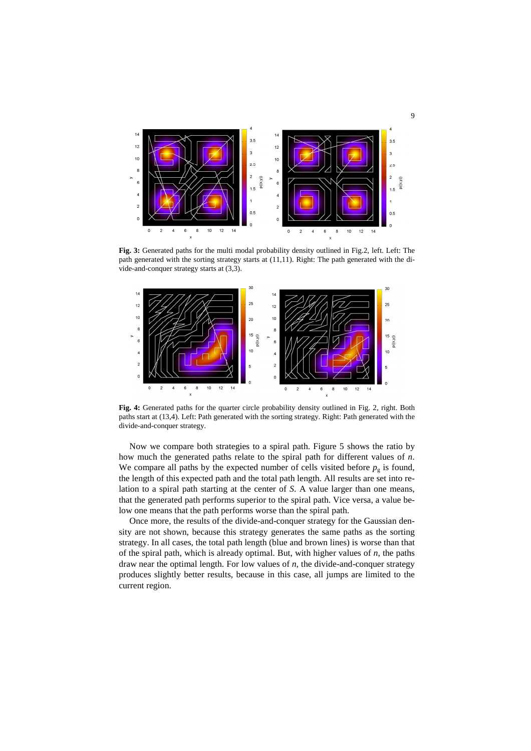**Fig. 3:** Generated paths for the multi modal probability density outlined in Fig.2, left. Left: The path generated with the sorting strategy starts at (11,11). Right: The path generated with the divide-and-conquer strategy starts at (3,3).

**Fig. 4:** Generated paths for the quarter circle probability density outlined in Fig. 2, right. Both paths start at (13,4). Left: Path generated with the sorting strategy. Right: Path generated with the divide-and-conquer strategy.

Now we compare both strategies to a spiral path. Figure 5 shows the ratio by how much the generated paths relate to the spiral path for different values of *n*. We compare all paths by the expected number of cells visited before $p_g$ is found, the length of this expected path and the total path length. All results are set into relation to a spiral path starting at the center of *S*. A value larger than one means, that the generated path performs superior to the spiral path. Vice versa, a value below one means that the path performs worse than the spiral path.

Once more, the results of the divide-and-conquer strategy for the Gaussian density are not shown, because this strategy generates the same paths as the sorting strategy. In all cases, the total path length (blue and brown lines) is worse than that of the spiral path, which is already optimal. But, with higher values of *n*, the paths draw near the optimal length. For low values of *n*, the divide-and-conquer strategy produces slightly better results, because in this case, all jumps are limited to the current region.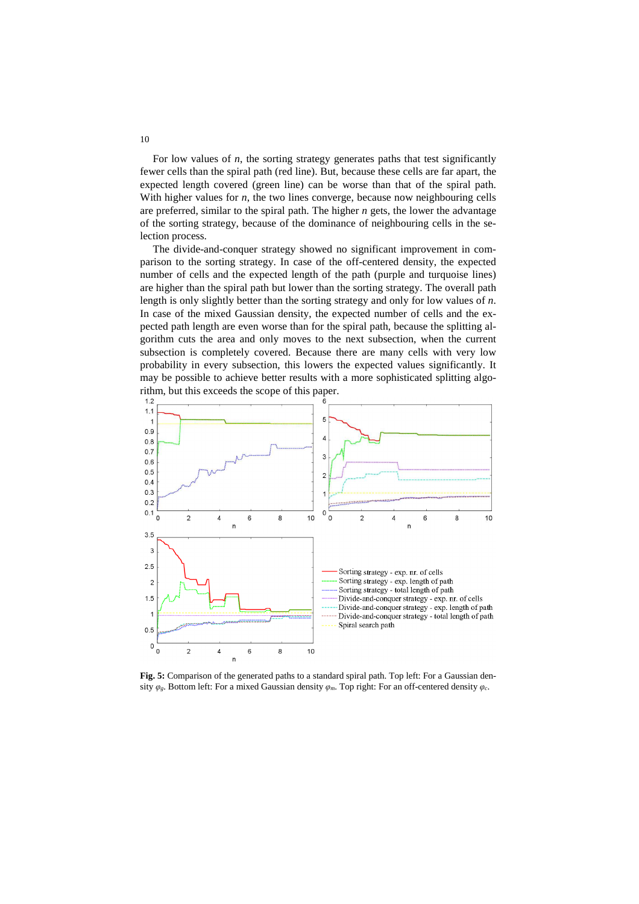For low values of $n$, the sorting strategy generates paths that test significantly fewer cells than the spiral path (red line). But, because these cells are far apart, the expected length covered (green line) can be worse than that of the spiral path. With higher values for $n$, the two lines converge, because now neighbouring cells are preferred, similar to the spiral path. The higher $n$ gets, the lower the advantage of the sorting strategy, because of the dominance of neighbouring cells in the selection process.

The divide-and-conquer strategy showed no significant improvement in comparison to the sorting strategy. In case of the off-centered density, the expected number of cells and the expected length of the path (purple and turquoise lines) are higher than the spiral but lower than the sorting strategy. The overall path length is only slightly better than the sorting strategy and only for low values of $n$. In case of the mixed Gaussian density, the expected number of cells and the expected path length are even worse than for the spiral path, because the splitting algorithm cuts the area and only moves to the next subsection, when the current subsection is completely covered. Because there are many cells with very low probability in every subsection, this lowers the expected values significantly. It may be possible to achieve better results with a more sophisticated splitting algorithm, but this exceeds the scope of this paper.

**Fig. 5:** Comparison of the generated paths to a standard spiral path. Top left: For a Gaussian density $\varphi_g$. Bottom left: For a mixed Gaussian density $\varphi_m$. Top right: For an off-centered density $\varphi_c$.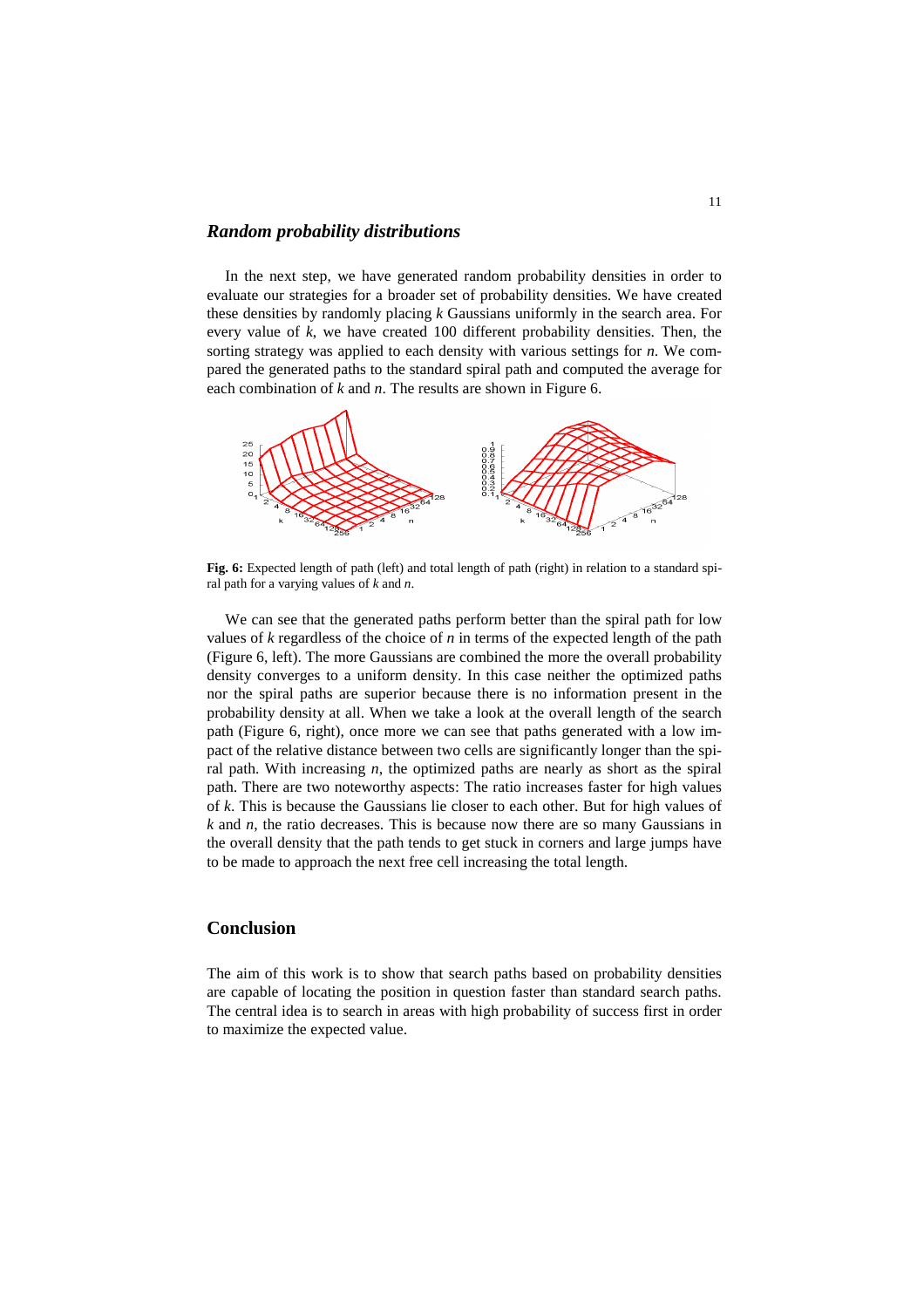### *Random probability distributions*

In the next step, we have generated random probability densities in order to evaluate our strategies for a broader set of probability densities. We have created these densities by randomly placing *k* Gaussians uniformly in the search area. For every value of *k*, we have created 100 different probability densities. Then, the sorting strategy was applied to each density with various settings for *n*. We compared the generated paths to the standard spiral path and computed the average for each combination of *k* and *n*. The results are shown in Figure 6.

**Fig. 6:** Expected length of path (left) and total length of path (right) in relation to a standard spiral path for a varying values of *k* and *n*.

We can see that the generated paths perform better than the spiral path for low values of *k* regardless of the choice of *n* in terms of the expected length of the path (Figure 6, left). The more Gaussians are combined the more the overall probability density converges to a uniform density. In this case neither the optimized paths nor the spiral paths are superior because there is no information present in the probability density at all. When we take a look at the overall length of the search path (Figure 6, right), once more we can see that paths generated with a low impact of the relative distance between two cells are significantly longer than the spiral path. With increasing *n*, the optimized paths are nearly as short as the spiral path. There are two noteworthy aspects: The ratio increases faster for high values of *k*. This is because the Gaussians lie closer to each other. But for high values of *k* and *n*, the ratio decreases. This is because now there are so many Gaussians in the overall density that the path tends to get stuck in corners and large jumps have to be made to approach the next free cell increasing the total length.

## Conclusion

The aim of this work is to show that search paths based on probability densities are capable of locating the position in question faster than standard search paths. The central idea is to search in areas with high probability of success first in order to maximize the expected value.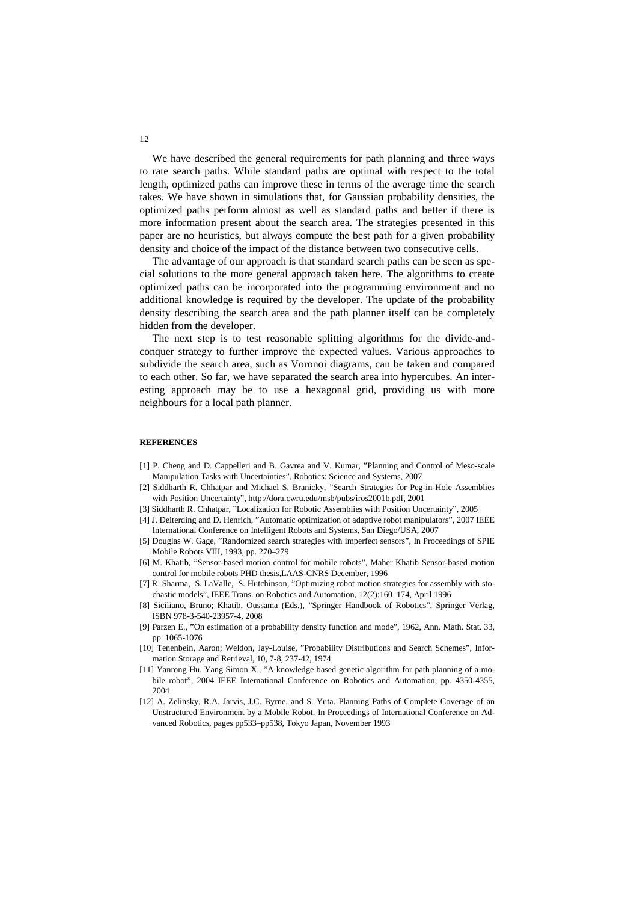We have described the general requirements for path planning and three ways to rate search paths. While standard paths are optimal with respect to the total length, optimized paths can improve these in terms of the average time the search takes. We have shown in simulations that, for Gaussian probability densities, the optimized paths perform almost as well as standard paths and better if there is more information present about the search area. The strategies presented in this paper are no heuristics, but always compute the best path for a given probability density and choice of the impact of the distance between two consecutive cells.

The advantage of our approach is that standard search paths can be seen as special solutions to the more general approach taken here. The algorithms to create optimized paths can be incorporated into the programming environment and no additional knowledge is required by the developer. The update of the probability density describing the search area and the path planner itself can be completely hidden from the developer.

The next step is to test reasonable splitting algorithms for the divide-and-conquer strategy to further improve the expected values. Various approaches to subdivide the search area, such as Voronoi diagrams, can be taken and compared to each other. So far, we have separated the search area into hypercubes. An interesting approach may be to use a hexagonal grid, providing us with more neighbours for a local path planner.

**REFERENCES**

[1] P. Cheng and D. Cappelleri and B. Gavrea and V. Kumar, "Planning and Control of Meso-scale Manipulation Tasks with Uncertainties", Robotics: Science and Systems, 2007

[2] Siddharth R. Chhatpar and Michael S. Branicky, "Search Strategies for Peg-in-Hole Assemblies with Position Uncertainty", http://dora.cwru.edu/msb/pubs/iros2001b.pdf, 2001

[3] Siddharth R. Chhatpar, "Localization for Robotic Assemblies with Position Uncertainty", 2005

[4] J. Deiterding and D. Henrich, "Automatic optimization of adaptive robot manipulators", 2007 IEEE International Conference on Intelligent Robots and Systems, San Diego/USA, 2007

[5] Douglas W. Gage, "Randomized search strategies with imperfect sensors", In Proceedings of SPIE Mobile Robots VIII, 1993, pp. 270–279

[6] M. Khatib, "Sensor-based motion control for mobile robots", Maher Khatib Sensor-based motion control for mobile robots PHD thesis,LAAS-CNRS December, 1996

[7] R. Sharma, S. LaValle, S. Hutchinson, "Optimizing robot motion strategies for assembly with stochastic models", IEEE Trans. on Robotics and Automation, 12(2):160–174, April 1996

[8] Siciliano, Bruno; Khatib, Oussama (Eds.), "Springer Handbook of Robotics", Springer Verlag, ISBN 978-3-540-23957-4, 2008

[9] Parzen E., "On estimation of a probability density function and mode", 1962, Ann. Math. Stat. 33, pp. 1065-1076

[10] Tenenbein, Aaron; Weldon, Jay-Louise, "Probability Distributions and Search Schemes", Information Storage and Retrieval, 10, 7-8, 237-42, 1974

[11] Yanrong Hu, Yang Simon X., "A knowledge based genetic algorithm for path planning of a mobile robot", 2004 IEEE International Conference on Robotics and Automation, pp. 4350-4355, 2004

[12] A. Zelinsky, R.A. Jarvis, J.C. Byrne, and S. Yuta. Planning Paths of Complete Coverage of an Unstructured Environment by a Mobile Robot. In Proceedings of International Conference on Advanced Robotics, pages pp533–pp538, Tokyo Japan, November 1993